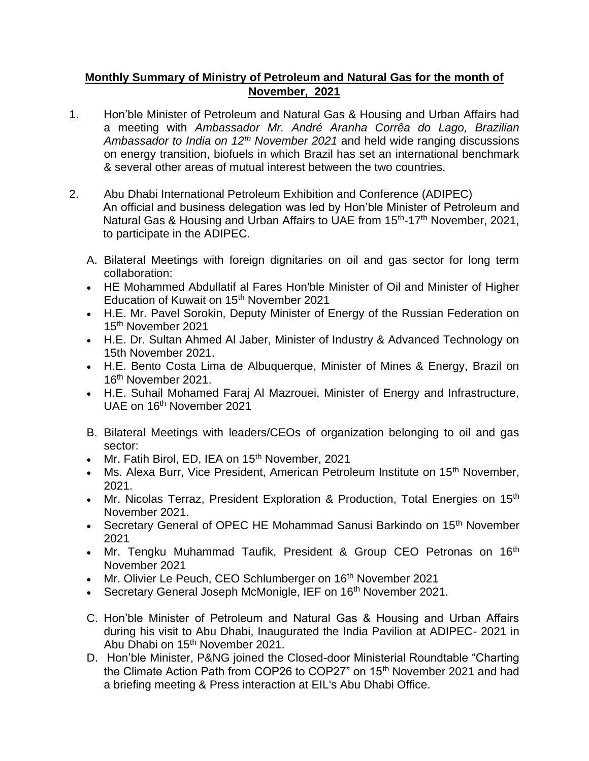**Monthly Summary of Ministry of Petroleum and Natural Gas for the month of November, 2021**

1. Hon'ble Minister of Petroleum and Natural Gas & Housing and Urban Affairs had a meeting with *Ambassador Mr. André Aranha Corrêa do Lago, Brazilian Ambassador to India on 12th November 2021* and held wide ranging discussions on energy transition, biofuels in which Brazil has set an international benchmark & several other areas of mutual interest between the two countries.

2. Abu Dhabi International Petroleum Exhibition and Conference (ADIPEC)
   An official and business delegation was led by Hon'ble Minister of Petroleum and Natural Gas & Housing and Urban Affairs to UAE from 15th-17th November, 2021, to participate in the ADIPEC.

   A. Bilateral Meetings with foreign dignitaries on oil and gas sector for long term collaboration:
   - HE Mohammed Abdullatif al Fares Hon'ble Minister of Oil and Minister of Higher Education of Kuwait on 15th November 2021
   - H.E. Mr. Pavel Sorokin, Deputy Minister of Energy of the Russian Federation on 15th November 2021
   - H.E. Dr. Sultan Ahmed Al Jaber, Minister of Industry & Advanced Technology on 15th November 2021.
   - H.E. Bento Costa Lima de Albuquerque, Minister of Mines & Energy, Brazil on 16th November 2021.
   - H.E. Suhail Mohamed Faraj Al Mazrouei, Minister of Energy and Infrastructure, UAE on 16th November 2021

   B. Bilateral Meetings with leaders/CEOs of organization belonging to oil and gas sector:
   - Mr. Fatih Birol, ED, IEA on 15th November, 2021
   - Ms. Alexa Burr, Vice President, American Petroleum Institute on 15th November, 2021.
   - Mr. Nicolas Terraz, President Exploration & Production, Total Energies on 15th November 2021.
   - Secretary General of OPEC HE Mohammad Sanusi Barkindo on 15th November 2021
   - Mr. Tengku Muhammad Taufik, President & Group CEO Petronas on 16th November 2021
   - Mr. Olivier Le Peuch, CEO Schlumberger on 16th November 2021
   - Secretary General Joseph McMonigle, IEF on 16th November 2021.

   C. Hon'ble Minister of Petroleum and Natural Gas & Housing and Urban Affairs during his visit to Abu Dhabi, Inaugurated the India Pavilion at ADIPEC- 2021 in Abu Dhabi on 15th November 2021.

   D. Hon'ble Minister, P&NG joined the Closed-door Ministerial Roundtable "Charting the Climate Action Path from COP26 to COP27" on 15th November 2021 and had a briefing meeting & Press interaction at EIL's Abu Dhabi Office.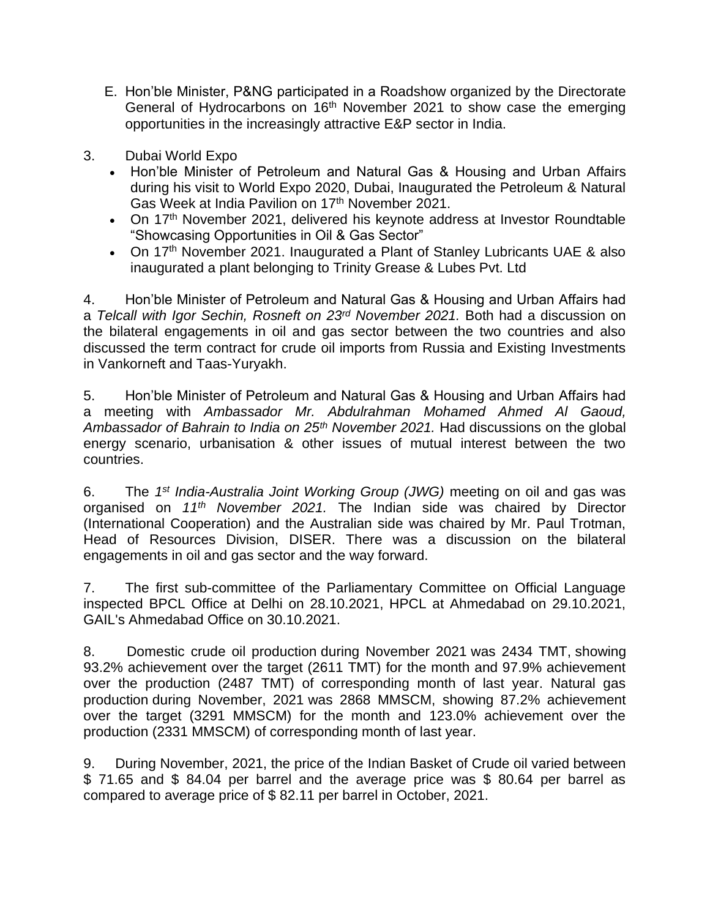E. Hon'ble Minister, P&NG participated in a Roadshow organized by the Directorate General of Hydrocarbons on 16th November 2021 to show case the emerging opportunities in the increasingly attractive E&P sector in India.

3. Dubai World Expo

- Hon'ble Minister of Petroleum and Natural Gas & Housing and Urban Affairs during his visit to World Expo 2020, Dubai, Inaugurated the Petroleum & Natural Gas Week at India Pavilion on 17th November 2021.
- On 17th November 2021, delivered his keynote address at Investor Roundtable "Showcasing Opportunities in Oil & Gas Sector"
- On 17th November 2021. Inaugurated a Plant of Stanley Lubricants UAE & also inaugurated a plant belonging to Trinity Grease & Lubes Pvt. Ltd

4. Hon'ble Minister of Petroleum and Natural Gas & Housing and Urban Affairs had a *Telcall with Igor Sechin, Rosneft on 23rd November 2021.* Both had a discussion on the bilateral engagements in oil and gas sector between the two countries and also discussed the term contract for crude oil imports from Russia and Existing Investments in Vankorneft and Taas-Yuryakh.

5. Hon'ble Minister of Petroleum and Natural Gas & Housing and Urban Affairs had a meeting with *Ambassador Mr. Abdulrahman Mohamed Ahmed Al Gaoud, Ambassador of Bahrain to India on 25th November 2021.* Had discussions on the global energy scenario, urbanisation & other issues of mutual interest between the two countries.

6. The *1st India-Australia Joint Working Group (JWG)* meeting on oil and gas was organised on *11th November 2021.* The Indian side was chaired by Director (International Cooperation) and the Australian side was chaired by Mr. Paul Trotman, Head of Resources Division, DISER. There was a discussion on the bilateral engagements in oil and gas sector and the way forward.

7. The first sub-committee of the Parliamentary Committee on Official Language inspected BPCL Office at Delhi on 28.10.2021, HPCL at Ahmedabad on 29.10.2021, GAIL's Ahmedabad Office on 30.10.2021.

8. Domestic crude oil production during November 2021 was 2434 TMT, showing 93.2% achievement over the target (2611 TMT) for the month and 97.9% achievement over the production (2487 TMT) of corresponding month of last year. Natural gas production during November, 2021 was 2868 MMSCM, showing 87.2% achievement over the target (3291 MMSCM) for the month and 123.0% achievement over the production (2331 MMSCM) of corresponding month of last year.

9. During November, 2021, the price of the Indian Basket of Crude oil varied between $ 71.65 and $ 84.04 per barrel and the average price was $ 80.64 per barrel as compared to average price of $ 82.11 per barrel in October, 2021.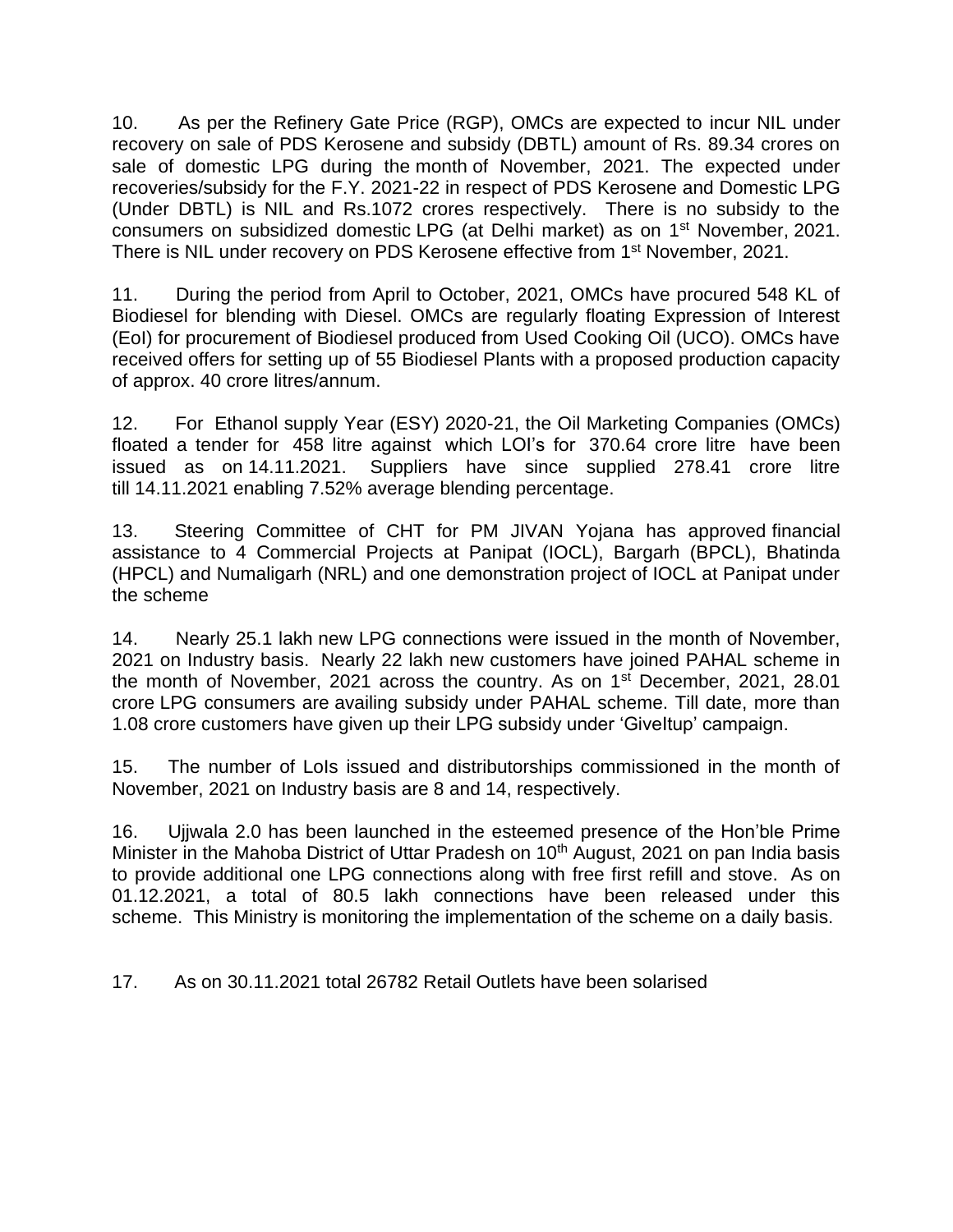10. As per the Refinery Gate Price (RGP), OMCs are expected to incur NIL under recovery on sale of PDS Kerosene and subsidy (DBTL) amount of Rs. 89.34 crores on sale of domestic LPG during the month of November, 2021. The expected under recoveries/subsidy for the F.Y. 2021-22 in respect of PDS Kerosene and Domestic LPG (Under DBTL) is NIL and Rs.1072 crores respectively. There is no subsidy to the consumers on subsidized domestic LPG (at Delhi market) as on 1st November, 2021. There is NIL under recovery on PDS Kerosene effective from 1st November, 2021.

11. During the period from April to October, 2021, OMCs have procured 548 KL of Biodiesel for blending with Diesel. OMCs are regularly floating Expression of Interest (EoI) for procurement of Biodiesel produced from Used Cooking Oil (UCO). OMCs have received offers for setting up of 55 Biodiesel Plants with a proposed production capacity of approx. 40 crore litres/annum.

12. For Ethanol supply Year (ESY) 2020-21, the Oil Marketing Companies (OMCs) floated a tender for 458 litre against which LOI's for 370.64 crore litre have been issued as on 14.11.2021. Suppliers have since supplied 278.41 crore litre till 14.11.2021 enabling 7.52% average blending percentage.

13. Steering Committee of CHT for PM JIVAN Yojana has approved financial assistance to 4 Commercial Projects at Panipat (IOCL), Bargarh (BPCL), Bhatinda (HPCL) and Numaligarh (NRL) and one demonstration project of IOCL at Panipat under the scheme

14. Nearly 25.1 lakh new LPG connections were issued in the month of November, 2021 on Industry basis. Nearly 22 lakh new customers have joined PAHAL scheme in the month of November, 2021 across the country. As on 1st December, 2021, 28.01 crore LPG consumers are availing subsidy under PAHAL scheme. Till date, more than 1.08 crore customers have given up their LPG subsidy under 'GiveItup' campaign.

15. The number of LoIs issued and distributorships commissioned in the month of November, 2021 on Industry basis are 8 and 14, respectively.

16. Ujjwala 2.0 has been launched in the esteemed presence of the Hon'ble Prime Minister in the Mahoba District of Uttar Pradesh on 10th August, 2021 on pan India basis to provide additional one LPG connections along with free first refill and stove. As on 01.12.2021, a total of 80.5 lakh connections have been released under this scheme. This Ministry is monitoring the implementation of the scheme on a daily basis.

17. As on 30.11.2021 total 26782 Retail Outlets have been solarised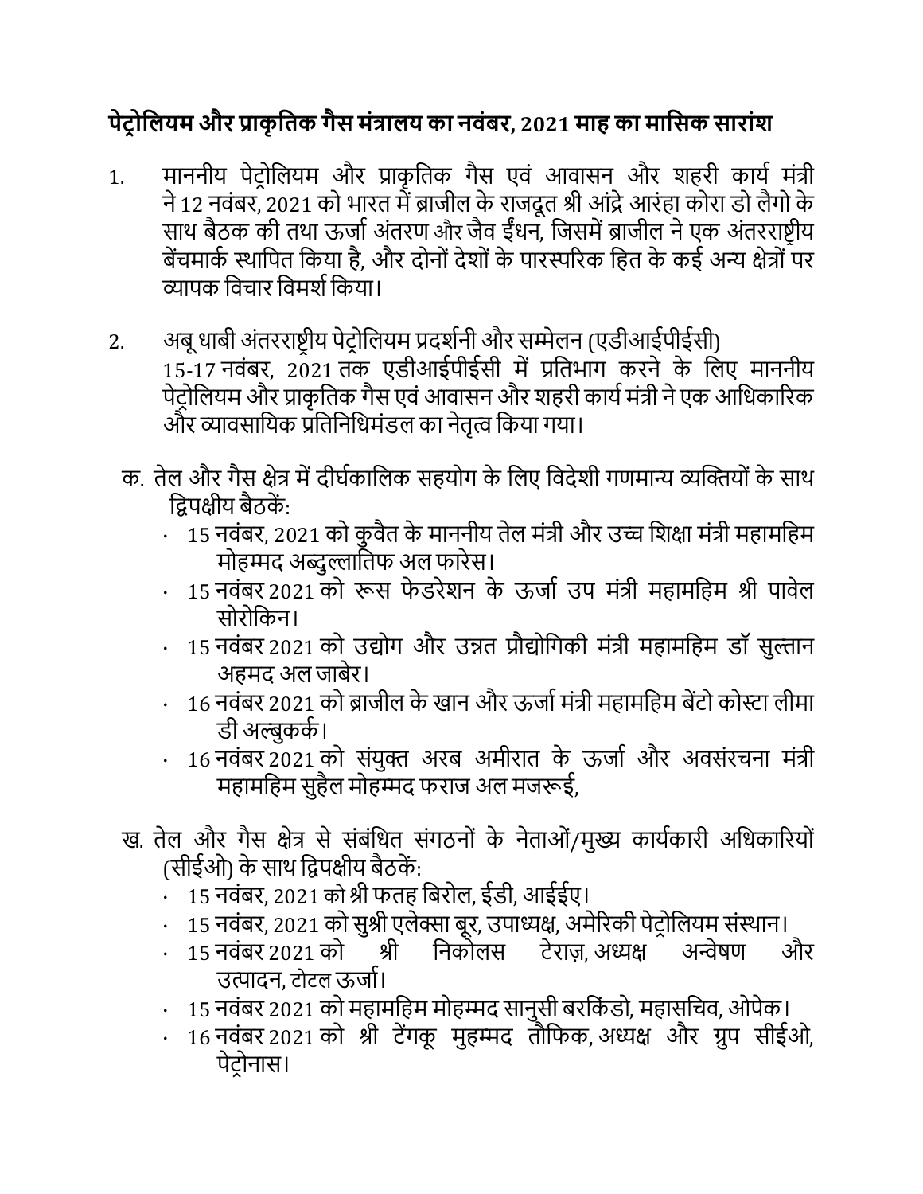**पेट्रोलियम और प्राकृतिक गैस मंत्रालय का नवंबर, 2021 माह का मासिक सारांश**

1. माननीय पेट्रोलियम और प्राकृतिक गैस एवं आवासन और शहरी कार्य मंत्री ने 12 नवंबर, 2021 को भारत में ब्राजील के राजदूत श्री आंद्रे आरंहा कोरा डो लैगो के साथ बैठक की तथा ऊर्जा अंतरण और जैव ईंधन, जिसमें ब्राजील ने एक अंतरराष्ट्रीय बेंचमार्क स्थापित किया है, और दोनों देशों के पारस्परिक हित के कई अन्य क्षेत्रों पर व्यापक विचार विमर्श किया।

2. अबू धाबी अंतरराष्ट्रीय पेट्रोलियम प्रदर्शनी और सम्मेलन (एडीआईपीईसी) 15-17 नवंबर, 2021 तक एडीआईपीईसी में प्रतिभाग करने के लिए माननीय पेट्रोलियम और प्राकृतिक गैस एवं आवासन और शहरी कार्य मंत्री ने एक आधिकारिक और व्यावसायिक प्रतिनिधिमंडल का नेतृत्व किया गया।

क. तेल और गैस क्षेत्र में दीर्घकालिक सहयोग के लिए विदेशी गणमान्य व्यक्तियों के साथ द्विपक्षीय बैठकें:

- 15 नवंबर, 2021 को कुवैत के माननीय तेल मंत्री और उच्च शिक्षा मंत्री महामहिम मोहम्मद अब्दुल्लातिफ अल फारेस।
- 15 नवंबर 2021 को रूस फेडरेशन के ऊर्जा उप मंत्री महामहिम श्री पावेल सोरोकिन।
- 15 नवंबर 2021 को उद्योग और उन्नत प्रौद्योगिकी मंत्री महामहिम डॉ सुल्तान अहमद अल जाबेर।
- 16 नवंबर 2021 को ब्राजील के खान और ऊर्जा मंत्री महामहिम बेंटो कोस्टा लीमा डी अल्बुकर्क।
- 16 नवंबर 2021 को संयुक्त अरब अमीरात के ऊर्जा और अवसंरचना मंत्री महामहिम सुहैल मोहम्मद फराज अल मजरूई,

ख. तेल और गैस क्षेत्र से संबंधित संगठनों के नेताओं/मुख्य कार्यकारी अधिकारियों (सीईओ) के साथ द्विपक्षीय बैठकें:

- 15 नवंबर, 2021 को श्री फतह बिरोल, ईडी, आईईए।
- 15 नवंबर, 2021 को सुश्री एलेक्सा बूर, उपाध्यक्ष, अमेरिकी पेट्रोलियम संस्थान।
- 15 नवंबर 2021 को श्री निकोलस टेराज़, अध्यक्ष अन्वेषण और उत्पादन, टोटल ऊर्जा।
- 15 नवंबर 2021 को महामहिम मोहम्मद सानुसी बरकिंडो, महासचिव, ओपेक।
- 16 नवंबर 2021 को श्री टेंगकू मुहम्मद तौफिक, अध्यक्ष और ग्रुप सीईओ, पेट्रोनास।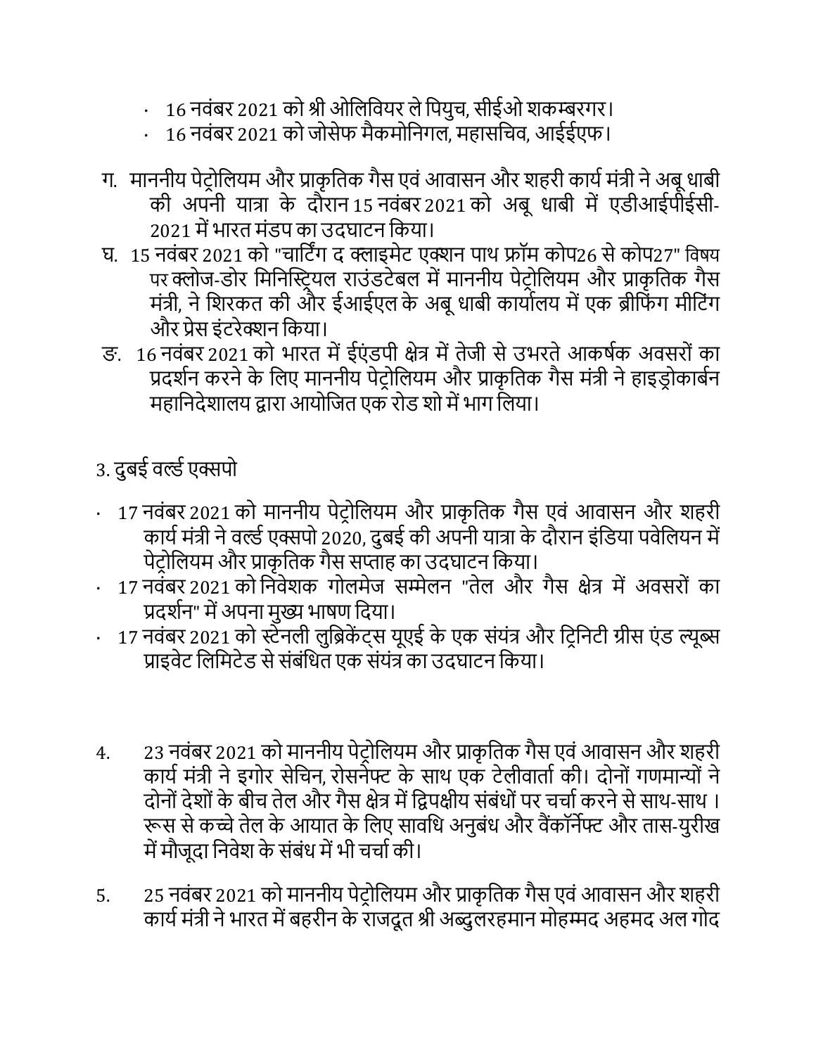- 16 नवंबर 2021 को श्री ओलिवियर ले पियुच, सीईओ शकम्बरगर।
- 16 नवंबर 2021 को जोसेफ मैकमोनिगल, महासचिव, आईईएफ।

ग. माननीय पेट्रोलियम और प्राकृतिक गैस एवं आवासन और शहरी कार्य मंत्री ने अबू धाबी की अपनी यात्रा के दौरान 15 नवंबर 2021 को अबू धाबी में एडीआईपीईसी-2021 में भारत मंडप का उदघाटन किया।

घ. 15 नवंबर 2021 को "चार्टिंग द क्लाइमेट एक्शन पाथ फ्रॉम कोप26 से कोप27" विषय पर क्लोज-डोर मिनिस्ट्रियल राउंडटेबल में माननीय पेट्रोलियम और प्राकृतिक गैस मंत्री, ने शिरकत की और ईआईएल के अबू धाबी कार्यालय में एक ब्रीफिंग मीटिंग और प्रेस इंटरेक्शन किया।

ङ. 16 नवंबर 2021 को भारत में ईएंडपी क्षेत्र में तेजी से उभरते आकर्षक अवसरों का प्रदर्शन करने के लिए माननीय पेट्रोलियम और प्राकृतिक गैस मंत्री ने हाइड्रोकार्बन महानिदेशालय द्वारा आयोजित एक रोड शो में भाग लिया।

3. दुबई वर्ल्ड एक्सपो

- 17 नवंबर 2021 को माननीय पेट्रोलियम और प्राकृतिक गैस एवं आवासन और शहरी कार्य मंत्री ने वर्ल्ड एक्सपो 2020, दुबई की अपनी यात्रा के दौरान इंडिया पवेलियन में पेट्रोलियम और प्राकृतिक गैस सप्ताह का उदघाटन किया।
- 17 नवंबर 2021 को निवेशक गोलमेज सम्मेलन "तेल और गैस क्षेत्र में अवसरों का प्रदर्शन" में अपना मुख्य भाषण दिया।
- 17 नवंबर 2021 को स्टेनली लुब्रिकेंट्स यूएई के एक संयंत्र और ट्रिनिटी ग्रीस एंड ल्यूब्स प्राइवेट लिमिटेड से संबंधित एक संयंत्र का उदघाटन किया।

4. 23 नवंबर 2021 को माननीय पेट्रोलियम और प्राकृतिक गैस एवं आवासन और शहरी कार्य मंत्री ने इगोर सेचिन, रोसनेफ्ट के साथ एक टेलीवार्ता की। दोनों गणमान्यों ने दोनों देशों के बीच तेल और गैस क्षेत्र में द्विपक्षीय संबंधों पर चर्चा करने से साथ-साथ । रूस से कच्चे तेल के आयात के लिए सावधि अनुबंध और वैंकॉर्नेफ्ट और तास-युरीख में मौजूदा निवेश के संबंध में भी चर्चा की।

5. 25 नवंबर 2021 को माननीय पेट्रोलियम और प्राकृतिक गैस एवं आवासन और शहरी कार्य मंत्री ने भारत में बहरीन के राजदूत श्री अब्दुलरहमान मोहम्मद अहमद अल गोद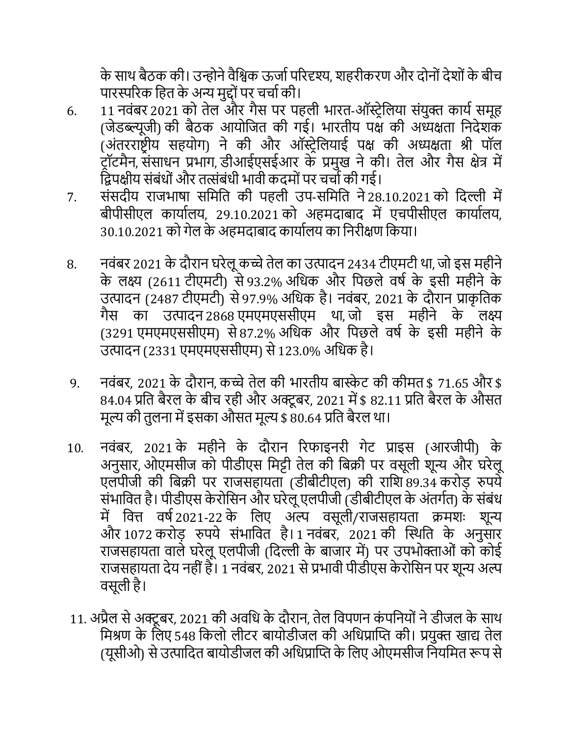के साथ बैठक की। उन्होने वैश्विक ऊर्जा परिदृश्य, शहरीकरण और दोनों देशों के बीच पारस्परिक हित के अन्य मुद्दों पर चर्चा की।

6. 11 नवंबर 2021 को तेल और गैस पर पहली भारत-ऑस्ट्रेलिया संयुक्त कार्य समूह (जेडब्ल्यूजी) की बैठक आयोजित की गई। भारतीय पक्ष की अध्यक्षता निदेशक (अंतरराष्ट्रीय सहयोग) ने की और ऑस्ट्रेलियाई पक्ष की अध्यक्षता श्री पॉल ट्रॉटमैन, संसाधन प्रभाग, डीआईएसईआर के प्रमुख ने की। तेल और गैस क्षेत्र में द्विपक्षीय संबंधों और तत्संबंधी भावी कदमों पर चर्चा की गई।

7. संसदीय राजभाषा समिति की पहली उप-समिति ने 28.10.2021 को दिल्ली में बीपीसीएल कार्यालय, 29.10.2021 को अहमदाबाद में एचपीसीएल कार्यालय, 30.10.2021 को गेल के अहमदाबाद कार्यालय का निरीक्षण किया।

8. नवंबर 2021 के दौरान घरेलू कच्चे तेल का उत्पादन 2434 टीएमटी था, जो इस महीने के लक्ष्य (2611 टीएमटी) से 93.2% अधिक और पिछले वर्ष के इसी महीने के उत्पादन (2487 टीएमटी) से 97.9% अधिक है। नवंबर, 2021 के दौरान प्राकृतिक गैस का उत्पादन 2868 एमएमएससीएम था, जो इस महीने के लक्ष्य (3291 एमएमएससीएम) से 87.2% अधिक और पिछले वर्ष के इसी महीने के उत्पादन (2331 एमएमएससीएम) से 123.0% अधिक है।

9. नवंबर, 2021 के दौरान, कच्चे तेल की भारतीय बास्केट की कीमत $ 71.65 और $ 84.04 प्रति बैरल के बीच रही और अक्टूबर, 2021 में $ 82.11 प्रति बैरल के औसत मूल्य की तुलना में इसका औसत मूल्य $ 80.64 प्रति बैरल था।

10. नवंबर, 2021 के महीने के दौरान रिफाइनरी गेट प्राइस (आरजीपी) के अनुसार, ओएमसीज को पीडीएस मिट्टी तेल की बिक्री पर वसूली शून्य और घरेलू एलपीजी की बिक्री पर राजसहायता (डीबीटीएल) की राशि 89.34 करोड़ रुपये संभावित है। पीडीएस केरोसिन और घरेलू एलपीजी (डीबीटीएल के अंतर्गत) के संबंध में वित्त वर्ष 2021-22 के लिए अल्प वसूली/राजसहायता क्रमशः शून्य और 1072 करोड़ रुपये संभावित है। 1 नवंबर, 2021 की स्थिति के अनुसार राजसहायता वाले घरेलू एलपीजी (दिल्ली के बाजार में) पर उपभोक्ताओं को कोई राजसहायता देय नहीं है। 1 नवंबर, 2021 से प्रभावी पीडीएस केरोसिन पर शून्य अल्प वसूली है।

11. अप्रैल से अक्टूबर, 2021 की अवधि के दौरान, तेल विपणन कंपनियों ने डीजल के साथ मिश्रण के लिए 548 किलो लीटर बायोडीजल की अधिप्राप्ति की। प्रयुक्त खाद्य तेल (यूसीओ) से उत्पादित बायोडीजल की अधिप्राप्ति के लिए ओएमसीज नियमित रूप से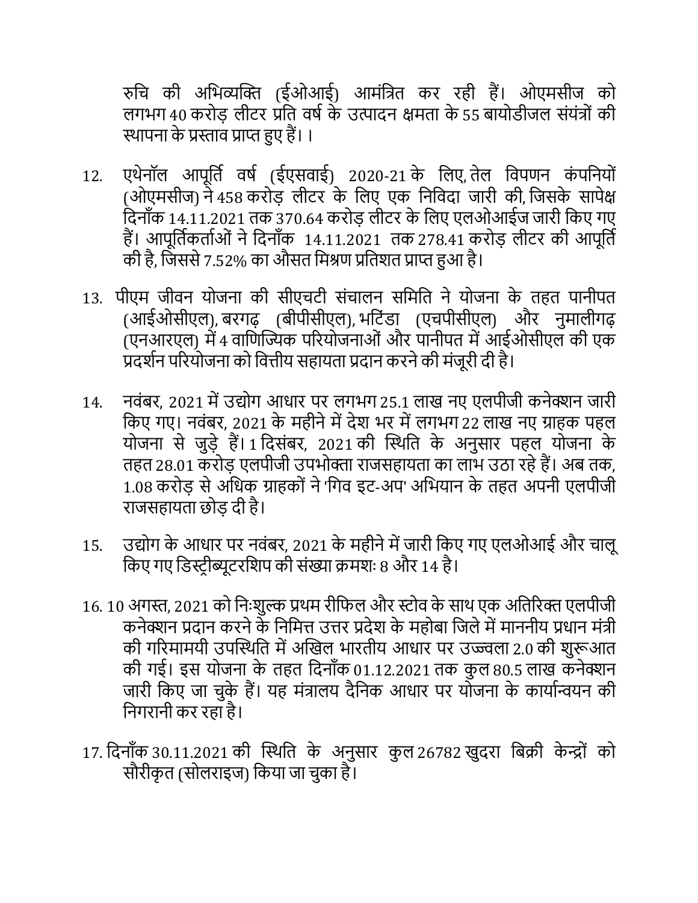रुचि की अभिव्यक्ति (ईओआई) आमंत्रित कर रही हैं। ओएमसीज को लगभग 40 करोड़ लीटर प्रति वर्ष के उत्पादन क्षमता के 55 बायोडीजल संयंत्रों की स्थापना के प्रस्ताव प्राप्त हुए हैं। ।

12. एथेनॉल आपूर्ति वर्ष (ईएसवाई) 2020-21 के लिए, तेल विपणन कंपनियों (ओएमसीज) ने 458 करोड़ लीटर के लिए एक निविदा जारी की, जिसके सापेक्ष दिनाँक 14.11.2021 तक 370.64 करोड़ लीटर के लिए एलओआईज जारी किए गए हैं। आपूर्तिकर्ताओं ने दिनाँक 14.11.2021 तक 278.41 करोड़ लीटर की आपूर्ति की है, जिससे 7.52% का औसत मिश्रण प्रतिशत प्राप्त हुआ है।

13. पीएम जीवन योजना की सीएचटी संचालन समिति ने योजना के तहत पानीपत (आईओसीएल), बरगढ़ (बीपीसीएल), भटिंडा (एचपीसीएल) और नुमालीगढ़ (एनआरएल) में 4 वाणिज्यिक परियोजनाओं और पानीपत में आईओसीएल की एक प्रदर्शन परियोजना को वित्तीय सहायता प्रदान करने की मंजूरी दी है।

14. नवंबर, 2021 में उद्योग आधार पर लगभग 25.1 लाख नए एलपीजी कनेक्शन जारी किए गए। नवंबर, 2021 के महीने में देश भर में लगभग 22 लाख नए ग्राहक पहल योजना से जुड़े हैं। 1 दिसंबर, 2021 की स्थिति के अनुसार पहल योजना के तहत 28.01 करोड़ एलपीजी उपभोक्ता राजसहायता का लाभ उठा रहे हैं। अब तक, 1.08 करोड़ से अधिक ग्राहकों ने 'गिव इट-अप' अभियान के तहत अपनी एलपीजी राजसहायता छोड़ दी है।

15. उद्योग के आधार पर नवंबर, 2021 के महीने में जारी किए गए एलओआई और चालू किए गए डिस्ट्रीब्यूटरशिप की संख्या क्रमशः 8 और 14 है।

16. 10 अगस्त, 2021 को निःशुल्क प्रथम रीफिल और स्टोव के साथ एक अतिरिक्त एलपीजी कनेक्शन प्रदान करने के निमित्त उत्तर प्रदेश के महोबा जिले में माननीय प्रधान मंत्री की गरिमामयी उपस्थिति में अखिल भारतीय आधार पर उज्ज्वला 2.0 की शुरूआत की गई। इस योजना के तहत दिनाँक 01.12.2021 तक कुल 80.5 लाख कनेक्शन जारी किए जा चुके हैं। यह मंत्रालय दैनिक आधार पर योजना के कार्यान्वयन की निगरानी कर रहा है।

17. दिनाँक 30.11.2021 की स्थिति के अनुसार कुल 26782 खुदरा बिक्री केन्द्रों को सौरीकृत (सोलराइज) किया जा चुका है।